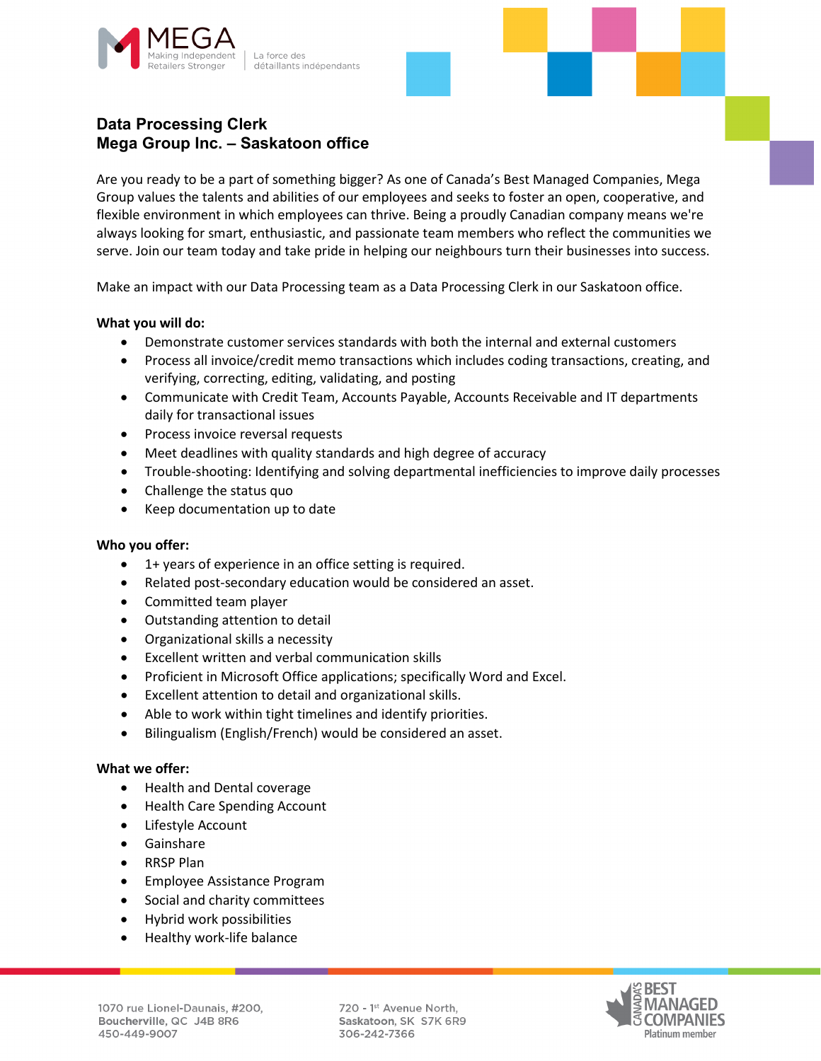# Data Processing Clerk
## Mega Group Inc. – Saskatoon office

Are you ready to be a part of something bigger? As one of Canada's Best Managed Companies, Mega Group values the talents and abilities of our employees and seeks to foster an open, cooperative, and flexible environment in which employees can thrive. Being a proudly Canadian company means we're always looking for smart, enthusiastic, and passionate team members who reflect the communities we serve. Join our team today and take pride in helping our neighbours turn their businesses into success.

Make an impact with our Data Processing team as a Data Processing Clerk in our Saskatoon office.

**What you will do:**

- Demonstrate customer services standards with both the internal and external customers
- Process all invoice/credit memo transactions which includes coding transactions, creating, and verifying, correcting, editing, validating, and posting
- Communicate with Credit Team, Accounts Payable, Accounts Receivable and IT departments daily for transactional issues
- Process invoice reversal requests
- Meet deadlines with quality standards and high degree of accuracy
- Trouble-shooting: Identifying and solving departmental inefficiencies to improve daily processes
- Challenge the status quo
- Keep documentation up to date

**Who you offer:**

- 1+ years of experience in an office setting is required.
- Related post-secondary education would be considered an asset.
- Committed team player
- Outstanding attention to detail
- Organizational skills a necessity
- Excellent written and verbal communication skills
- Proficient in Microsoft Office applications; specifically Word and Excel.
- Excellent attention to detail and organizational skills.
- Able to work within tight timelines and identify priorities.
- Bilingualism (English/French) would be considered an asset.

**What we offer:**

- Health and Dental coverage
- Health Care Spending Account
- Lifestyle Account
- Gainshare
- RRSP Plan
- Employee Assistance Program
- Social and charity committees
- Hybrid work possibilities
- Healthy work-life balance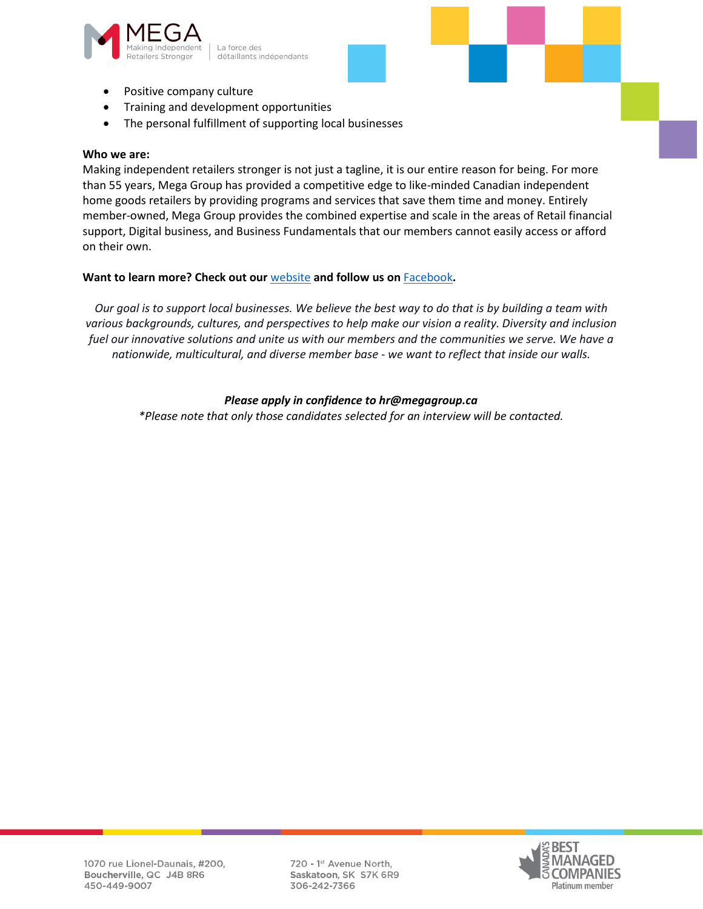- Positive company culture
- Training and development opportunities
- The personal fulfillment of supporting local businesses

**Who we are:**
Making independent retailers stronger is not just a tagline, it is our entire reason for being. For more than 55 years, Mega Group has provided a competitive edge to like-minded Canadian independent home goods retailers by providing programs and services that save them time and money. Entirely member-owned, Mega Group provides the combined expertise and scale in the areas of Retail financial support, Digital business, and Business Fundamentals that our members cannot easily access or afford on their own.

**Want to learn more? Check out our website and follow us on Facebook.**

*Our goal is to support local businesses. We believe the best way to do that is by building a team with various backgrounds, cultures, and perspectives to help make our vision a reality. Diversity and inclusion fuel our innovative solutions and unite us with our members and the communities we serve. We have a nationwide, multicultural, and diverse member base - we want to reflect that inside our walls.*

***Please apply in confidence to hr@megagroup.ca***
*\*Please note that only those candidates selected for an interview will be contacted.*